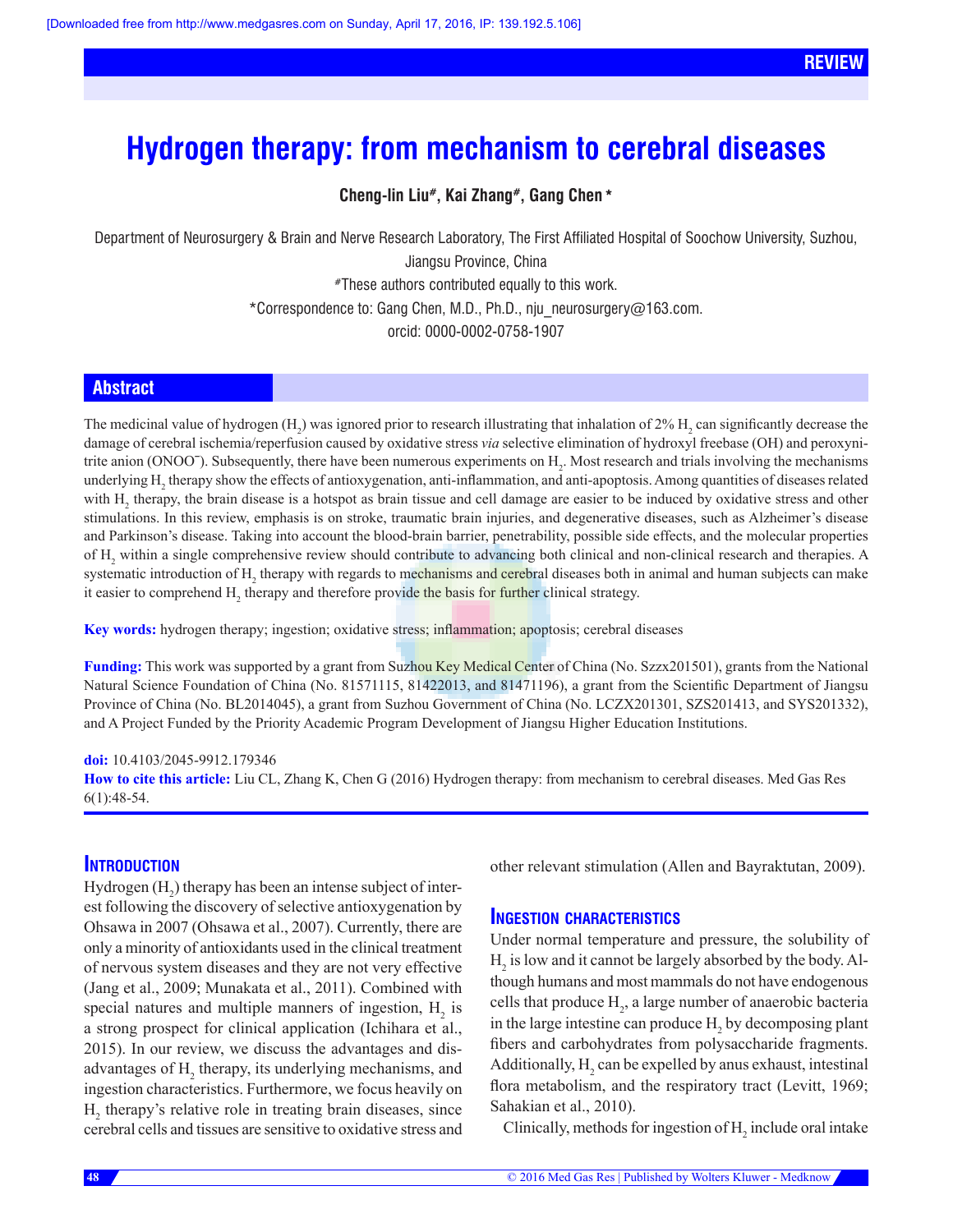REVIEW

# Hydrogen therapy: from mechanism to cerebral diseases

**Cheng-lin Liu#, Kai Zhang#, Gang Chen***

Department of Neurosurgery & Brain and Nerve Research Laboratory, The First Affiliated Hospital of Soochow University, Suzhou, Jiangsu Province, China

#These authors contributed equally to this work.

*Correspondence to: Gang Chen, M.D., Ph.D., nju_neurosurgery@163.com.

orcid: 0000-0002-0758-1907

## Abstract

The medicinal value of hydrogen ($H_2$) was ignored prior to research illustrating that inhalation of 2% $H_2$ can significantly decrease the damage of cerebral ischemia/reperfusion caused by oxidative stress *via* selective elimination of hydroxyl freebase (OH) and peroxynitrite anion ($ONOO^-$). Subsequently, there have been numerous experiments on $H_2$. Most research and trials involving the mechanisms underlying $H_2$ therapy show the effects of antioxygenation, anti-inflammation, and anti-apoptosis. Among quantities of diseases related with $H_2$ therapy, the brain disease is a hotspot as brain tissue and cell damage are easier to be induced by oxidative stress and other stimulations. In this review, emphasis is on stroke, traumatic brain injuries, and degenerative diseases, such as Alzheimer's disease and Parkinson's disease. Taking into account the blood-brain barrier, penetrability, possible side effects, and the molecular properties of $H_2$ within a single comprehensive review should contribute to advancing both clinical and non-clinical research and therapies. A systematic introduction of $H_2$ therapy with regards to mechanisms and cerebral diseases both in animal and human subjects can make it easier to comprehend $H_2$ therapy and therefore provide the basis for further clinical strategy.

**Key words:** hydrogen therapy; ingestion; oxidative stress; inflammation; apoptosis; cerebral diseases

**Funding:** This work was supported by a grant from Suzhou Key Medical Center of China (No. Szzx201501), grants from the National Natural Science Foundation of China (No. 81571115, 81422013, and 81471196), a grant from the Scientific Department of Jiangsu Province of China (No. BL2014045), a grant from Suzhou Government of China (No. LCZX201301, SZS201413, and SYS201332), and A Project Funded by the Priority Academic Program Development of Jiangsu Higher Education Institutions.

**doi:** 10.4103/2045-9912.179346

**How to cite this article:** Liu CL, Zhang K, Chen G (2016) Hydrogen therapy: from mechanism to cerebral diseases. Med Gas Res 6(1):48-54.

## Introduction

Hydrogen ($H_2$) therapy has been an intense subject of interest following the discovery of selective antioxygenation by Ohsawa in 2007 (Ohsawa et al., 2007). Currently, there are only a minority of antioxidants used in the clinical treatment of nervous system diseases and they are not very effective (Jang et al., 2009; Munakata et al., 2011). Combined with special natures and multiple manners of ingestion, $H_2$ is a strong prospect for clinical application (Ichihara et al., 2015). In our review, we discuss the advantages and disadvantages of $H_2$ therapy, its underlying mechanisms, and ingestion characteristics. Furthermore, we focus heavily on $H_2$ therapy's relative role in treating brain diseases, since cerebral cells and tissues are sensitive to oxidative stress and other relevant stimulation (Allen and Bayraktutan, 2009).

## Ingestion characteristics

Under normal temperature and pressure, the solubility of $H_2$ is low and it cannot be largely absorbed by the body. Although humans and most mammals do not have endogenous cells that produce $H_2$, a large number of anaerobic bacteria in the large intestine can produce $H_2$ by decomposing plant fibers and carbohydrates from polysaccharide fragments. Additionally, $H_2$ can be expelled by anus exhaust, intestinal flora metabolism, and the respiratory tract (Levitt, 1969; Sahakian et al., 2010).

Clinically, methods for ingestion of $H_2$ include oral intake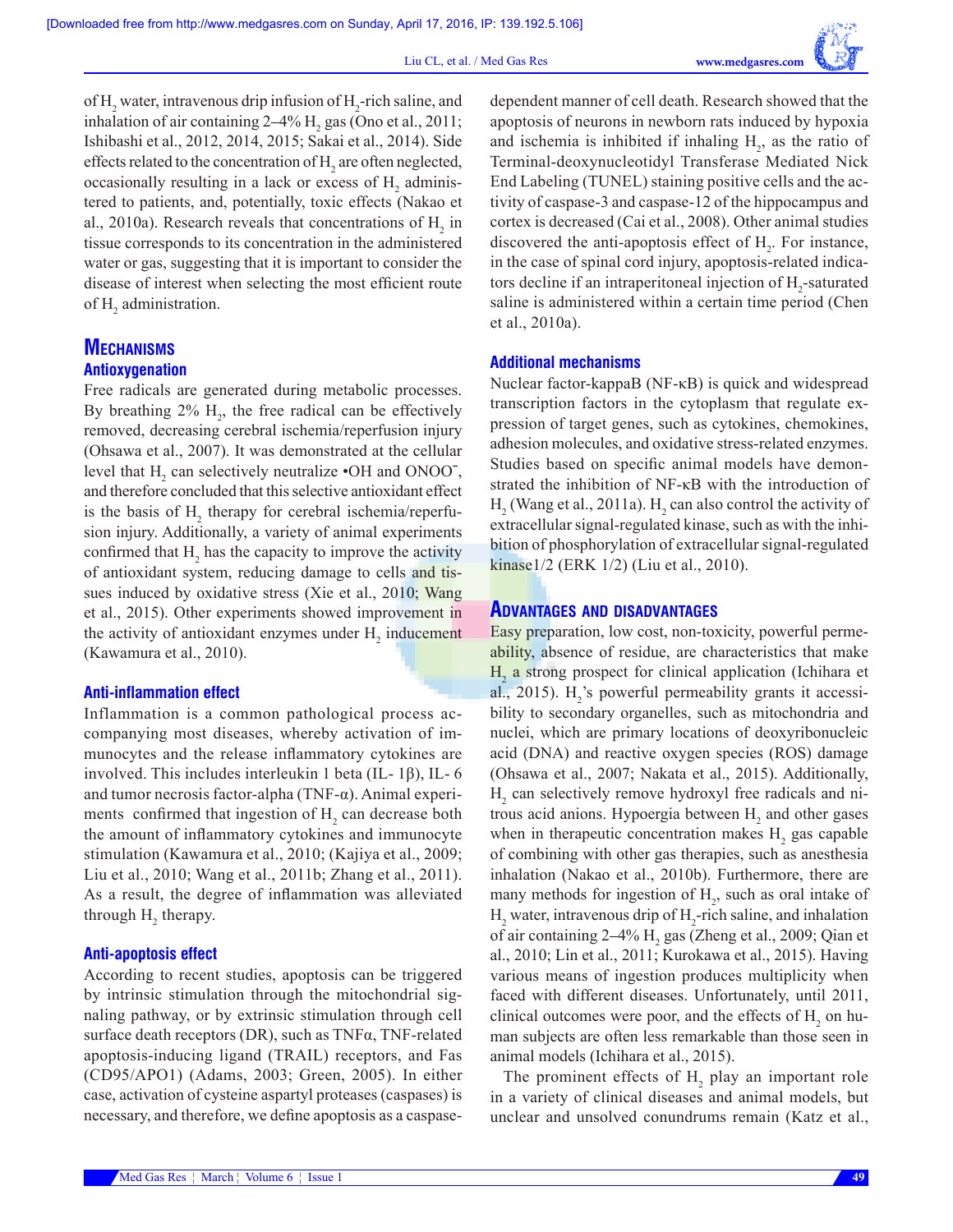of $H_2$ water, intravenous drip infusion of $H_2$-rich saline, and inhalation of air containing 2–4% $H_2$ gas (Ono et al., 2011; Ishibashi et al., 2012, 2014, 2015; Sakai et al., 2014). Side effects related to the concentration of $H_2$ are often neglected, occasionally resulting in a lack or excess of $H_2$ administered to patients, and, potentially, toxic effects (Nakao et al., 2010a). Research reveals that concentrations of $H_2$ in tissue corresponds to its concentration in the administered water or gas, suggesting that it is important to consider the disease of interest when selecting the most efficient route of $H_2$ administration.

## Mechanisms

### Antioxygenation

Free radicals are generated during metabolic processes. By breathing 2% $H_2$, the free radical can be effectively removed, decreasing cerebral ischemia/reperfusion injury (Ohsawa et al., 2007). It was demonstrated at the cellular level that $H_2$ can selectively neutralize •OH and $ONOO^-$, and therefore concluded that this selective antioxidant effect is the basis of $H_2$ therapy for cerebral ischemia/reperfusion injury. Additionally, a variety of animal experiments confirmed that $H_2$ has the capacity to improve the activity of antioxidant system, reducing damage to cells and tissues induced by oxidative stress (Xie et al., 2010; Wang et al., 2015). Other experiments showed improvement in the activity of antioxidant enzymes under $H_2$ inducement (Kawamura et al., 2010).

### Anti-inflammation effect

Inflammation is a common pathological process accompanying most diseases, whereby activation of immunocytes and the release inflammatory cytokines are involved. This includes interleukin 1 beta (IL- 1β), IL- 6 and tumor necrosis factor-alpha (TNF-α). Animal experiments confirmed that ingestion of $H_2$ can decrease both the amount of inflammatory cytokines and immunocyte stimulation (Kawamura et al., 2010; (Kajiya et al., 2009; Liu et al., 2010; Wang et al., 2011b; Zhang et al., 2011). As a result, the degree of inflammation was alleviated through $H_2$ therapy.

### Anti-apoptosis effect

According to recent studies, apoptosis can be triggered by intrinsic stimulation through the mitochondrial signaling pathway, or by extrinsic stimulation through cell surface death receptors (DR), such as TNFα, TNF-related apoptosis-inducing ligand (TRAIL) receptors, and Fas (CD95/APO1) (Adams, 2003; Green, 2005). In either case, activation of cysteine aspartyl proteases (caspases) is necessary, and therefore, we define apoptosis as a caspase-dependent manner of cell death. Research showed that the apoptosis of neurons in newborn rats induced by hypoxia and ischemia is inhibited if inhaling $H_2$, as the ratio of Terminal-deoxynucleotidyl Transferase Mediated Nick End Labeling (TUNEL) staining positive cells and the activity of caspase-3 and caspase-12 of the hippocampus and cortex is decreased (Cai et al., 2008). Other animal studies discovered the anti-apoptosis effect of $H_2$. For instance, in the case of spinal cord injury, apoptosis-related indicators decline if an intraperitoneal injection of $H_2$-saturated saline is administered within a certain time period (Chen et al., 2010a).

### Additional mechanisms

Nuclear factor-kappaB (NF-κB) is quick and widespread transcription factors in the cytoplasm that regulate expression of target genes, such as cytokines, chemokines, adhesion molecules, and oxidative stress-related enzymes. Studies based on specific animal models have demonstrated the inhibition of NF-κB with the introduction of $H_2$ (Wang et al., 2011a). $H_2$ can also control the activity of extracellular signal-regulated kinase, such as with the inhibition of phosphorylation of extracellular signal-regulated kinase1/2 (ERK 1/2) (Liu et al., 2010).

## Advantages and disadvantages

Easy preparation, low cost, non-toxicity, powerful permeability, absence of residue, are characteristics that make $H_2$ a strong prospect for clinical application (Ichihara et al., 2015). $H_2$'s powerful permeability grants it accessibility to secondary organelles, such as mitochondria and nuclei, which are primary locations of deoxyribonucleic acid (DNA) and reactive oxygen species (ROS) damage (Ohsawa et al., 2007; Nakata et al., 2015). Additionally, $H_2$ can selectively remove hydroxyl free radicals and nitrous acid anions. Hypoergia between $H_2$ and other gases when in therapeutic concentration makes $H_2$ gas capable of combining with other gas therapies, such as anesthesia inhalation (Nakao et al., 2010b). Furthermore, there are many methods for ingestion of $H_2$, such as oral intake of $H_2$ water, intravenous drip of $H_2$-rich saline, and inhalation of air containing 2–4% $H_2$ gas (Zheng et al., 2009; Qian et al., 2010; Lin et al., 2011; Kurokawa et al., 2015). Having various means of ingestion produces multiplicity when faced with different diseases. Unfortunately, until 2011, clinical outcomes were poor, and the effects of $H_2$ on human subjects are often less remarkable than those seen in animal models (Ichihara et al., 2015).

The prominent effects of $H_2$ play an important role in a variety of clinical diseases and animal models, but unclear and unsolved conundrums remain (Katz et al.,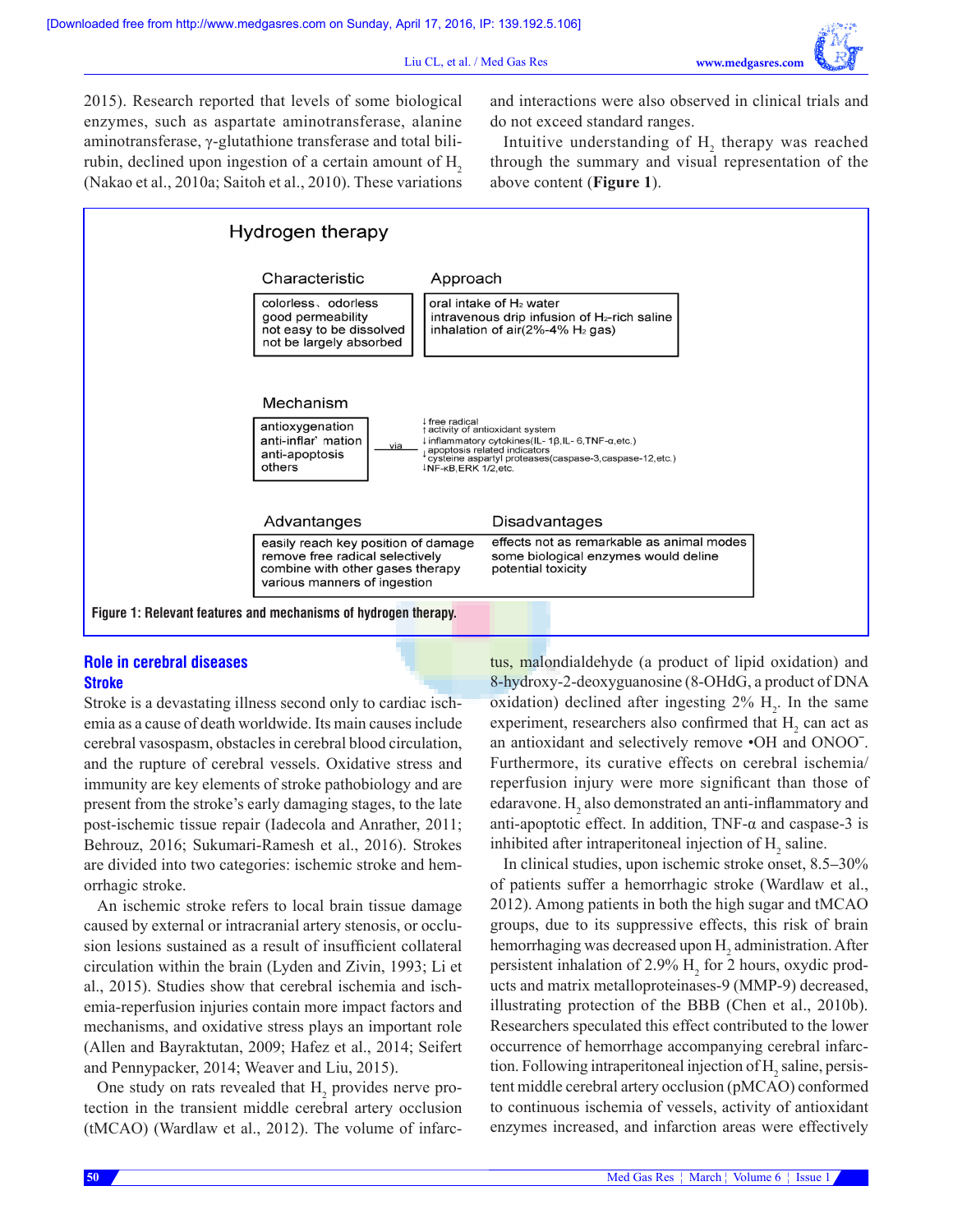2015). Research reported that levels of some biological enzymes, such as aspartate aminotransferase, alanine aminotransferase, γ-glutathione transferase and total bilirubin, declined upon ingestion of a certain amount of $H_2$ (Nakao et al., 2010a; Saitoh et al., 2010). These variations and interactions were also observed in clinical trials and do not exceed standard ranges.

Intuitive understanding of $H_2$ therapy was reached through the summary and visual representation of the above content (**Figure 1**).

**Hydrogen therapy**

| Characteristic | Approach |
|---|---|
| colorless、odorless<br>good permeability<br>not easy to be dissolved<br>not be largely absorbed | oral intake of $H_2$ water<br>intravenous drip infusion of $H_2$-rich saline<br>inhalation of air(2%-4% $H_2$ gas) |

**Mechanism**

| Mechanism | | Via |
|---|---|---|
| antioxygenation<br>anti-inflammation<br>anti-apoptosis<br>others | via | ↓free radical<br>↑activity of antioxidant system<br>↓inflammatory cytokines(IL-1β,IL-6,TNF-α,etc.)<br>↓apoptosis related indicators<br>↓cysteine aspartyl proteases(caspase-3,caspase-12,etc.)<br>↓NF-κB,ERK 1/2,etc. |

| Advantages | Disadvantages |
|---|---|
| easily reach key position of damage<br>remove free radical selectively<br>combine with other gases therapy<br>various manners of ingestion | effects not as remarkable as animal modes<br>some biological enzymes would deline<br>potential toxicity |

**Figure 1: Relevant features and mechanisms of hydrogen therapy.**

## Role in cerebral diseases

### Stroke

Stroke is a devastating illness second only to cardiac ischemia as a cause of death worldwide. Its main causes include cerebral vasospasm, obstacles in cerebral blood circulation, and the rupture of cerebral vessels. Oxidative stress and immunity are key elements of stroke pathobiology and are present from the stroke's early damaging stages, to the late post-ischemic tissue repair (Iadecola and Anrather, 2011; Behrouz, 2016; Sukumari-Ramesh et al., 2016). Strokes are divided into two categories: ischemic stroke and hemorrhagic stroke.

An ischemic stroke refers to local brain tissue damage caused by external or intracranial artery stenosis, or occlusion lesions sustained as a result of insufficient collateral circulation within the brain (Lyden and Zivin, 1993; Li et al., 2015). Studies show that cerebral ischemia and ischemia-reperfusion injuries contain more impact factors and mechanisms, and oxidative stress plays an important role (Allen and Bayraktutan, 2009; Hafez et al., 2014; Seifert and Pennypacker, 2014; Weaver and Liu, 2015).

One study on rats revealed that $H_2$ provides nerve protection in the transient middle cerebral artery occlusion (tMCAO) (Wardlaw et al., 2012). The volume of infarctus, malondialdehyde (a product of lipid oxidation) and 8-hydroxy-2-deoxyguanosine (8-OHdG, a product of DNA oxidation) declined after ingesting 2% $H_2$. In the same experiment, researchers also confirmed that $H_2$ can act as an antioxidant and selectively remove •OH and $ONOO^-$. Furthermore, its curative effects on cerebral ischemia/reperfusion injury were more significant than those of edaravone. $H_2$ also demonstrated an anti-inflammatory and anti-apoptotic effect. In addition, TNF-α and caspase-3 is inhibited after intraperitoneal injection of $H_2$ saline.

In clinical studies, upon ischemic stroke onset, 8.5–30% of patients suffer a hemorrhagic stroke (Wardlaw et al., 2012). Among patients in both the high sugar and tMCAO groups, due to its suppressive effects, this risk of brain hemorrhaging was decreased upon $H_2$ administration. After persistent inhalation of 2.9% $H_2$ for 2 hours, oxydic products and matrix metalloproteinases-9 (MMP-9) decreased, illustrating protection of the BBB (Chen et al., 2010b). Researchers speculated this effect contributed to the lower occurrence of hemorrhage accompanying cerebral infarction. Following intraperitoneal injection of $H_2$ saline, persistent middle cerebral artery occlusion (pMCAO) conformed to continuous ischemia of vessels, activity of antioxidant enzymes increased, and infarction areas were effectively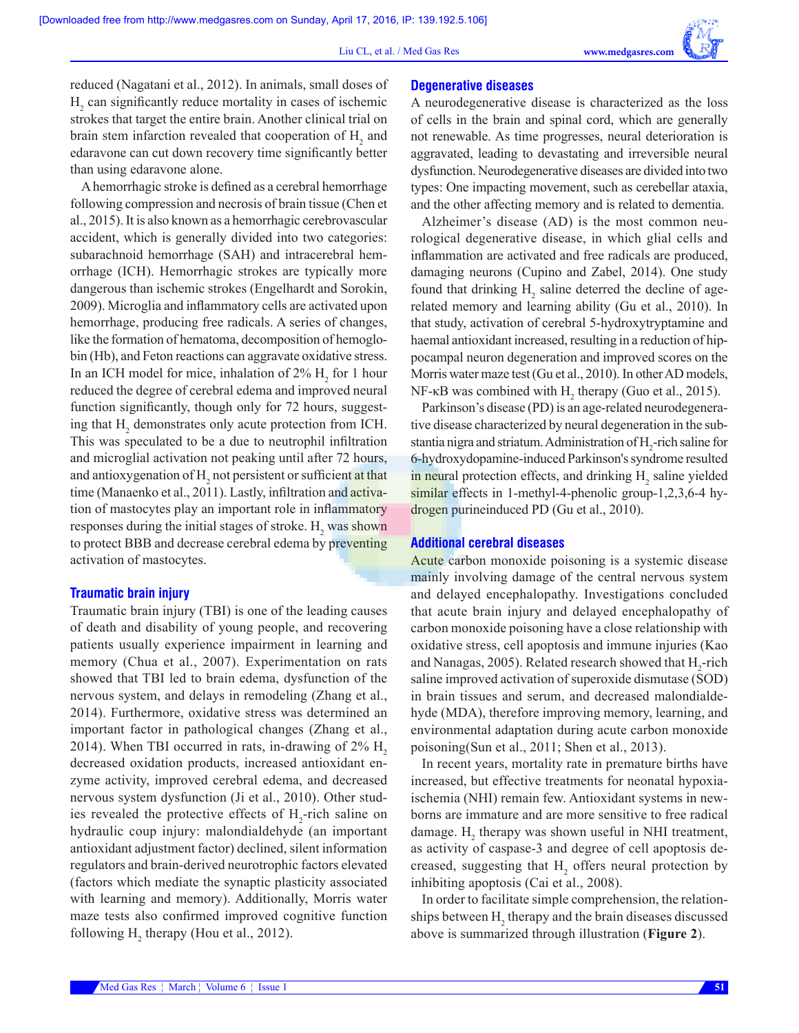reduced (Nagatani et al., 2012). In animals, small doses of $H_2$ can significantly reduce mortality in cases of ischemic strokes that target the entire brain. Another clinical trial on brain stem infarction revealed that cooperation of $H_2$ and edaravone can cut down recovery time significantly better than using edaravone alone.

A hemorrhagic stroke is defined as a cerebral hemorrhage following compression and necrosis of brain tissue (Chen et al., 2015). It is also known as a hemorrhagic cerebrovascular accident, which is generally divided into two categories: subarachnoid hemorrhage (SAH) and intracerebral hemorrhage (ICH). Hemorrhagic strokes are typically more dangerous than ischemic strokes (Engelhardt and Sorokin, 2009). Microglia and inflammatory cells are activated upon hemorrhage, producing free radicals. A series of changes, like the formation of hematoma, decomposition of hemoglobin (Hb), and Feton reactions can aggravate oxidative stress. In an ICH model for mice, inhalation of 2% $H_2$ for 1 hour reduced the degree of cerebral edema and improved neural function significantly, though only for 72 hours, suggesting that $H_2$ demonstrates only acute protection from ICH. This was speculated to be a due to neutrophil infiltration and microglial activation not peaking until after 72 hours, and antioxygenation of $H_2$ not persistent or sufficient at that time (Manaenko et al., 2011). Lastly, infiltration and activation of mastocytes play an important role in inflammatory responses during the initial stages of stroke. $H_2$ was shown to protect BBB and decrease cerebral edema by preventing activation of mastocytes.

## Traumatic brain injury

Traumatic brain injury (TBI) is one of the leading causes of death and disability of young people, and recovering patients usually experience impairment in learning and memory (Chua et al., 2007). Experimentation on rats showed that TBI led to brain edema, dysfunction of the nervous system, and delays in remodeling (Zhang et al., 2014). Furthermore, oxidative stress was determined an important factor in pathological changes (Zhang et al., 2014). When TBI occurred in rats, in-drawing of 2% $H_2$ decreased oxidation products, increased antioxidant enzyme activity, improved cerebral edema, and decreased nervous system dysfunction (Ji et al., 2010). Other studies revealed the protective effects of $H_2$-rich saline on hydraulic coup injury: malondialdehyde (an important antioxidant adjustment factor) declined, silent information regulators and brain-derived neurotrophic factors elevated (factors which mediate the synaptic plasticity associated with learning and memory). Additionally, Morris water maze tests also confirmed improved cognitive function following $H_2$ therapy (Hou et al., 2012).

## Degenerative diseases

A neurodegenerative disease is characterized as the loss of cells in the brain and spinal cord, which are generally not renewable. As time progresses, neural deterioration is aggravated, leading to devastating and irreversible neural dysfunction. Neurodegenerative diseases are divided into two types: One impacting movement, such as cerebellar ataxia, and the other affecting memory and is related to dementia.

Alzheimer's disease (AD) is the most common neurological degenerative disease, in which glial cells and inflammation are activated and free radicals are produced, damaging neurons (Cupino and Zabel, 2014). One study found that drinking $H_2$ saline deterred the decline of age-related memory and learning ability (Gu et al., 2010). In that study, activation of cerebral 5-hydroxytryptamine and haemal antioxidant increased, resulting in a reduction of hippocampal neuron degeneration and improved scores on the Morris water maze test (Gu et al., 2010). In other AD models, NF-κB was combined with $H_2$ therapy (Guo et al., 2015).

Parkinson's disease (PD) is an age-related neurodegenerative disease characterized by neural degeneration in the substantia nigra and striatum. Administration of $H_2$-rich saline for 6-hydroxydopamine-induced Parkinson's syndrome resulted in neural protection effects, and drinking $H_2$ saline yielded similar effects in 1-methyl-4-phenolic group-1,2,3,6-4 hydrogen purineinduced PD (Gu et al., 2010).

## Additional cerebral diseases

Acute carbon monoxide poisoning is a systemic disease mainly involving damage of the central nervous system and delayed encephalopathy. Investigations concluded that acute brain injury and delayed encephalopathy of carbon monoxide poisoning have a close relationship with oxidative stress, cell apoptosis and immune injuries (Kao and Nanagas, 2005). Related research showed that $H_2$-rich saline improved activation of superoxide dismutase (SOD) in brain tissues and serum, and decreased malondialdehyde (MDA), therefore improving memory, learning, and environmental adaptation during acute carbon monoxide poisoning(Sun et al., 2011; Shen et al., 2013).

In recent years, mortality rate in premature births have increased, but effective treatments for neonatal hypoxia-ischemia (NHI) remain few. Antioxidant systems in newborns are immature and are more sensitive to free radical damage. $H_2$ therapy was shown useful in NHI treatment, as activity of caspase-3 and degree of cell apoptosis decreased, suggesting that $H_2$ offers neural protection by inhibiting apoptosis (Cai et al., 2008).

In order to facilitate simple comprehension, the relationships between $H_2$ therapy and the brain diseases discussed above is summarized through illustration (**Figure 2**).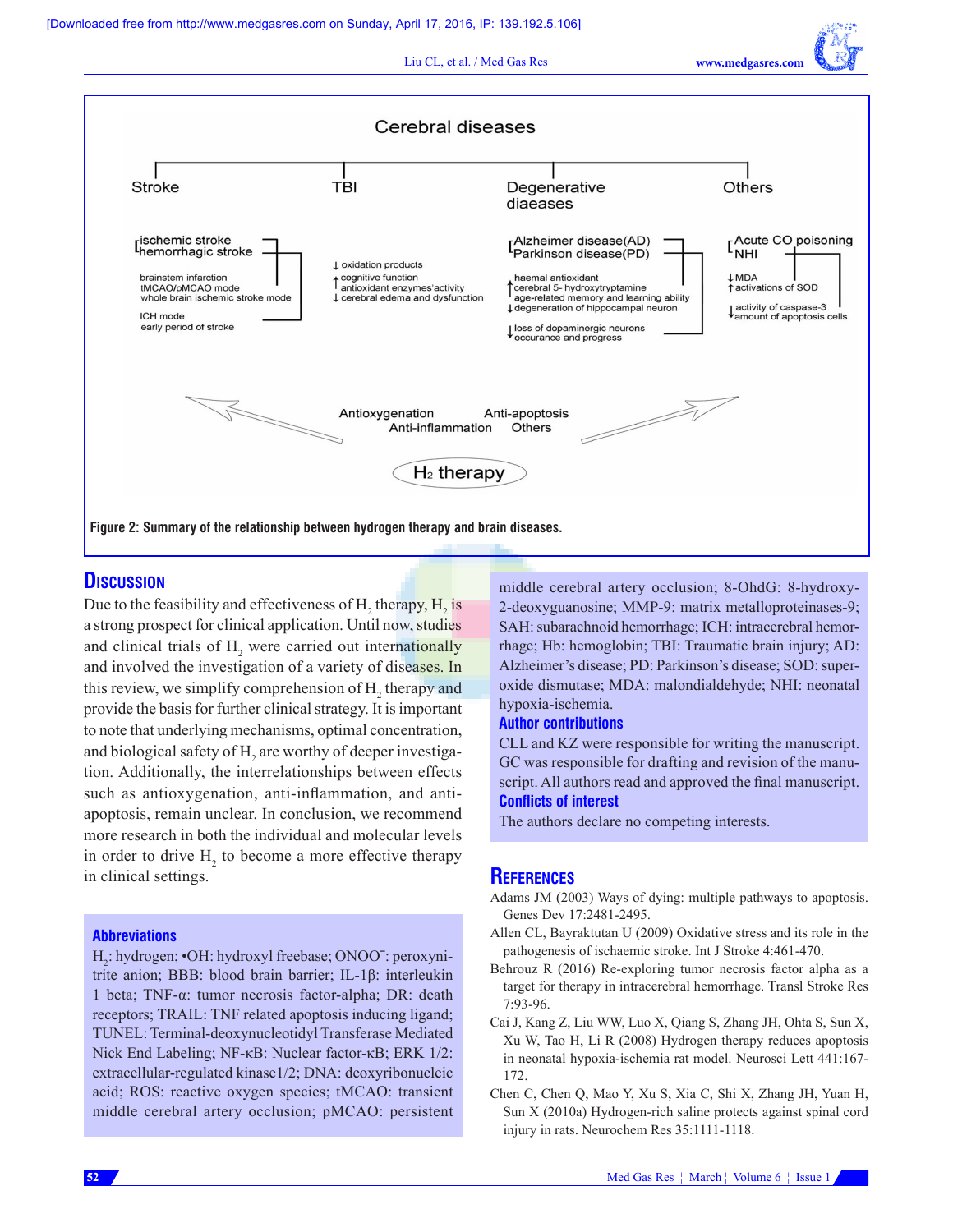Figure 2: Summary of the relationship between hydrogen therapy and brain diseases.

## Discussion

Due to the feasibility and effectiveness of $H_2$ therapy, $H_2$ is a strong prospect for clinical application. Until now, studies and clinical trials of $H_2$ were carried out internationally and involved the investigation of a variety of diseases. In this review, we simplify comprehension of $H_2$ therapy and provide the basis for further clinical strategy. It is important to note that underlying mechanisms, optimal concentration, and biological safety of $H_2$ are worthy of deeper investigation. Additionally, the interrelationships between effects such as antioxygenation, anti-inflammation, and anti-apoptosis, remain unclear. In conclusion, we recommend more research in both the individual and molecular levels in order to drive $H_2$ to become a more effective therapy in clinical settings.

### Abbreviations

$H_2$: hydrogen; •OH: hydroxyl freebase; $ONOO^-$: peroxynitrite anion; BBB: blood brain barrier; IL-1β: interleukin 1 beta; TNF-α: tumor necrosis factor-alpha; DR: death receptors; TRAIL: TNF related apoptosis inducing ligand; TUNEL: Terminal-deoxynucleotidyl Transferase Mediated Nick End Labeling; NF-κB: Nuclear factor-κB; ERK 1/2: extracellular-regulated kinase1/2; DNA: deoxyribonucleic acid; ROS: reactive oxygen species; tMCAO: transient middle cerebral artery occlusion; pMCAO: persistent middle cerebral artery occlusion; 8-OhdG: 8-hydroxy-2-deoxyguanosine; MMP-9: matrix metalloproteinases-9; SAH: subarachnoid hemorrhage; ICH: intracerebral hemorrhage; Hb: hemoglobin; TBI: Traumatic brain injury; AD: Alzheimer's disease; PD: Parkinson's disease; SOD: superoxide dismutase; MDA: malondialdehyde; NHI: neonatal hypoxia-ischemia.

### Author contributions

CLL and KZ were responsible for writing the manuscript. GC was responsible for drafting and revision of the manuscript. All authors read and approved the final manuscript.

### Conflicts of interest

The authors declare no competing interests.

## References

Adams JM (2003) Ways of dying: multiple pathways to apoptosis. Genes Dev 17:2481-2495.

Allen CL, Bayraktutan U (2009) Oxidative stress and its role in the pathogenesis of ischaemic stroke. Int J Stroke 4:461-470.

Behrouz R (2016) Re-exploring tumor necrosis factor alpha as a target for therapy in intracerebral hemorrhage. Transl Stroke Res 7:93-96.

Cai J, Kang Z, Liu WW, Luo X, Qiang S, Zhang JH, Ohta S, Sun X, Xu W, Tao H, Li R (2008) Hydrogen therapy reduces apoptosis in neonatal hypoxia-ischemia rat model. Neurosci Lett 441:167-172.

Chen C, Chen Q, Mao Y, Xu S, Xia C, Shi X, Zhang JH, Yuan H, Sun X (2010a) Hydrogen-rich saline protects against spinal cord injury in rats. Neurochem Res 35:1111-1118.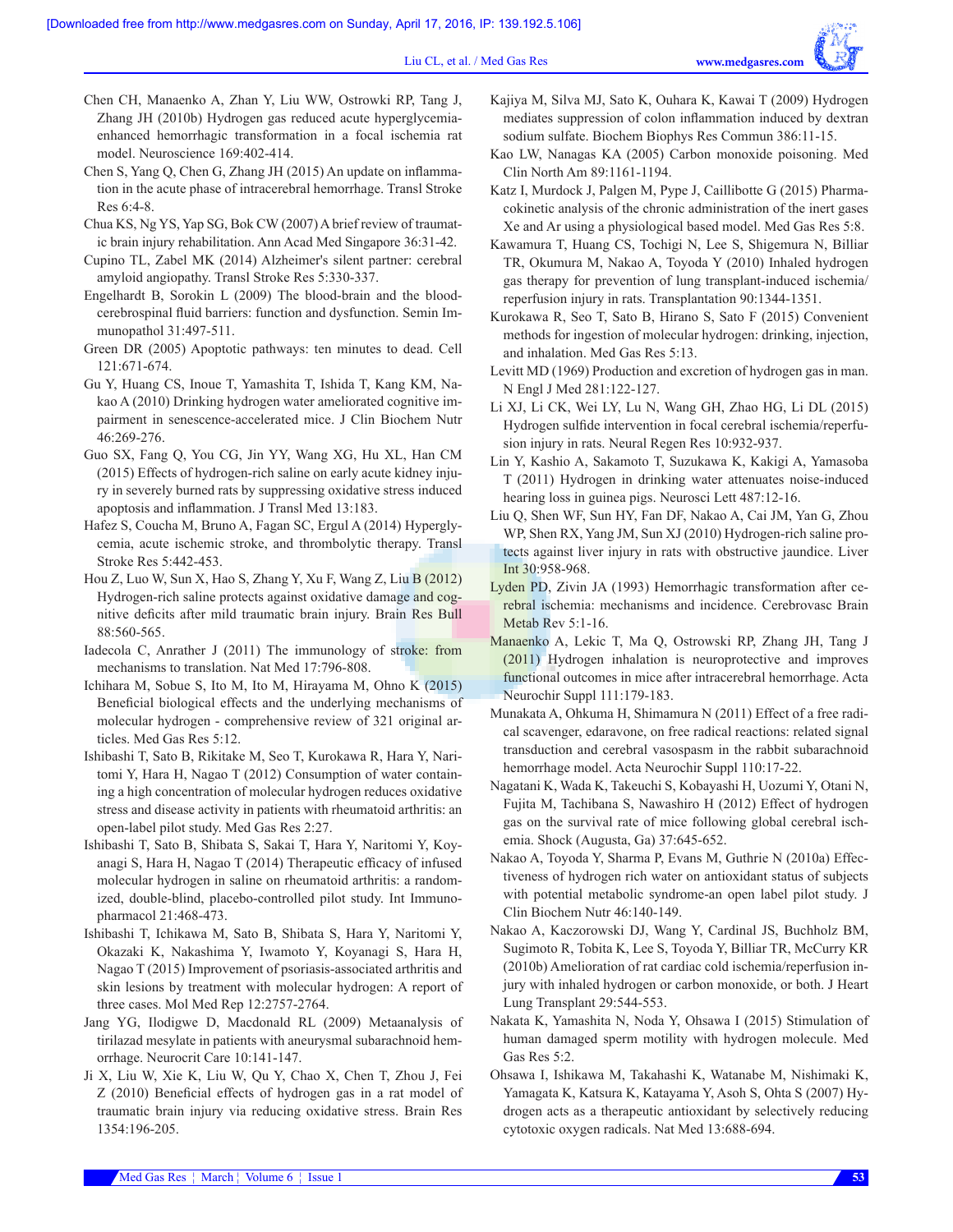Chen CH, Manaenko A, Zhan Y, Liu WW, Ostrowki RP, Tang J, Zhang JH (2010b) Hydrogen gas reduced acute hyperglycemia-enhanced hemorrhagic transformation in a focal ischemia rat model. Neuroscience 169:402-414.

Chen S, Yang Q, Chen G, Zhang JH (2015) An update on inflammation in the acute phase of intracerebral hemorrhage. Transl Stroke Res 6:4-8.

Chua KS, Ng YS, Yap SG, Bok CW (2007) A brief review of traumatic brain injury rehabilitation. Ann Acad Med Singapore 36:31-42.

Cupino TL, Zabel MK (2014) Alzheimer's silent partner: cerebral amyloid angiopathy. Transl Stroke Res 5:330-337.

Engelhardt B, Sorokin L (2009) The blood-brain and the blood-cerebrospinal fluid barriers: function and dysfunction. Semin Immunopathol 31:497-511.

Green DR (2005) Apoptotic pathways: ten minutes to dead. Cell 121:671-674.

Gu Y, Huang CS, Inoue T, Yamashita T, Ishida T, Kang KM, Nakao A (2010) Drinking hydrogen water ameliorated cognitive impairment in senescence-accelerated mice. J Clin Biochem Nutr 46:269-276.

Guo SX, Fang Q, You CG, Jin YY, Wang XG, Hu XL, Han CM (2015) Effects of hydrogen-rich saline on early acute kidney injury in severely burned rats by suppressing oxidative stress induced apoptosis and inflammation. J Transl Med 13:183.

Hafez S, Coucha M, Bruno A, Fagan SC, Ergul A (2014) Hyperglycemia, acute ischemic stroke, and thrombolytic therapy. Transl Stroke Res 5:442-453.

Hou Z, Luo W, Sun X, Hao S, Zhang Y, Xu F, Wang Z, Liu B (2012) Hydrogen-rich saline protects against oxidative damage and cognitive deficits after mild traumatic brain injury. Brain Res Bull 88:560-565.

Iadecola C, Anrather J (2011) The immunology of stroke: from mechanisms to translation. Nat Med 17:796-808.

Ichihara M, Sobue S, Ito M, Ito M, Hirayama M, Ohno K (2015) Beneficial biological effects and the underlying mechanisms of molecular hydrogen - comprehensive review of 321 original articles. Med Gas Res 5:12.

Ishibashi T, Sato B, Rikitake M, Seo T, Kurokawa R, Hara Y, Naritomi Y, Hara H, Nagao T (2012) Consumption of water containing a high concentration of molecular hydrogen reduces oxidative stress and disease activity in patients with rheumatoid arthritis: an open-label pilot study. Med Gas Res 2:27.

Ishibashi T, Sato B, Shibata S, Sakai T, Hara Y, Naritomi Y, Koyanagi S, Hara H, Nagao T (2014) Therapeutic efficacy of infused molecular hydrogen in saline on rheumatoid arthritis: a randomized, double-blind, placebo-controlled pilot study. Int Immunopharmacol 21:468-473.

Ishibashi T, Ichikawa M, Sato B, Shibata S, Hara Y, Naritomi Y, Okazaki K, Nakashima Y, Iwamoto Y, Koyanagi S, Hara H, Nagao T (2015) Improvement of psoriasis-associated arthritis and skin lesions by treatment with molecular hydrogen: A report of three cases. Mol Med Rep 12:2757-2764.

Jang YG, Ilodigwe D, Macdonald RL (2009) Metaanalysis of tirilazad mesylate in patients with aneurysmal subarachnoid hemorrhage. Neurocrit Care 10:141-147.

Ji X, Liu W, Xie K, Liu W, Qu Y, Chao X, Chen T, Zhou J, Fei Z (2010) Beneficial effects of hydrogen gas in a rat model of traumatic brain injury via reducing oxidative stress. Brain Res 1354:196-205.

Kajiya M, Silva MJ, Sato K, Ouhara K, Kawai T (2009) Hydrogen mediates suppression of colon inflammation induced by dextran sodium sulfate. Biochem Biophys Res Commun 386:11-15.

Kao LW, Nanagas KA (2005) Carbon monoxide poisoning. Med Clin North Am 89:1161-1194.

Katz I, Murdock J, Palgen M, Pype J, Caillibotte G (2015) Pharmacokinetic analysis of the chronic administration of the inert gases Xe and Ar using a physiological based model. Med Gas Res 5:8.

Kawamura T, Huang CS, Tochigi N, Lee S, Shigemura N, Billiar TR, Okumura M, Nakao A, Toyoda Y (2010) Inhaled hydrogen gas therapy for prevention of lung transplant-induced ischemia/reperfusion injury in rats. Transplantation 90:1344-1351.

Kurokawa R, Seo T, Sato B, Hirano S, Sato F (2015) Convenient methods for ingestion of molecular hydrogen: drinking, injection, and inhalation. Med Gas Res 5:13.

Levitt MD (1969) Production and excretion of hydrogen gas in man. N Engl J Med 281:122-127.

Li XJ, Li CK, Wei LY, Lu N, Wang GH, Zhao HG, Li DL (2015) Hydrogen sulfide intervention in focal cerebral ischemia/reperfusion injury in rats. Neural Regen Res 10:932-937.

Lin Y, Kashio A, Sakamoto T, Suzukawa K, Kakigi A, Yamasoba T (2011) Hydrogen in drinking water attenuates noise-induced hearing loss in guinea pigs. Neurosci Lett 487:12-16.

Liu Q, Shen WF, Sun HY, Fan DF, Nakao A, Cai JM, Yan G, Zhou WP, Shen RX, Yang JM, Sun XJ (2010) Hydrogen-rich saline protects against liver injury in rats with obstructive jaundice. Liver Int 30:958-968.

Lyden PD, Zivin JA (1993) Hemorrhagic transformation after cerebral ischemia: mechanisms and incidence. Cerebrovasc Brain Metab Rev 5:1-16.

Manaenko A, Lekic T, Ma Q, Ostrowski RP, Zhang JH, Tang J (2011) Hydrogen inhalation is neuroprotective and improves functional outcomes in mice after intracerebral hemorrhage. Acta Neurochir Suppl 111:179-183.

Munakata A, Ohkuma H, Shimamura N (2011) Effect of a free radical scavenger, edaravone, on free radical reactions: related signal transduction and cerebral vasospasm in the rabbit subarachnoid hemorrhage model. Acta Neurochir Suppl 110:17-22.

Nagatani K, Wada K, Takeuchi S, Kobayashi H, Uozumi Y, Otani N, Fujita M, Tachibana S, Nawashiro H (2012) Effect of hydrogen gas on the survival rate of mice following global cerebral ischemia. Shock (Augusta, Ga) 37:645-652.

Nakao A, Toyoda Y, Sharma P, Evans M, Guthrie N (2010a) Effectiveness of hydrogen rich water on antioxidant status of subjects with potential metabolic syndrome-an open label pilot study. J Clin Biochem Nutr 46:140-149.

Nakao A, Kaczorowski DJ, Wang Y, Cardinal JS, Buchholz BM, Sugimoto R, Tobita K, Lee S, Toyoda Y, Billiar TR, McCurry KR (2010b) Amelioration of rat cardiac cold ischemia/reperfusion injury with inhaled hydrogen or carbon monoxide, or both. J Heart Lung Transplant 29:544-553.

Nakata K, Yamashita N, Noda Y, Ohsawa I (2015) Stimulation of human damaged sperm motility with hydrogen molecule. Med Gas Res 5:2.

Ohsawa I, Ishikawa M, Takahashi K, Watanabe M, Nishimaki K, Yamagata K, Katsura K, Katayama Y, Asoh S, Ohta S (2007) Hydrogen acts as a therapeutic antioxidant by selectively reducing cytotoxic oxygen radicals. Nat Med 13:688-694.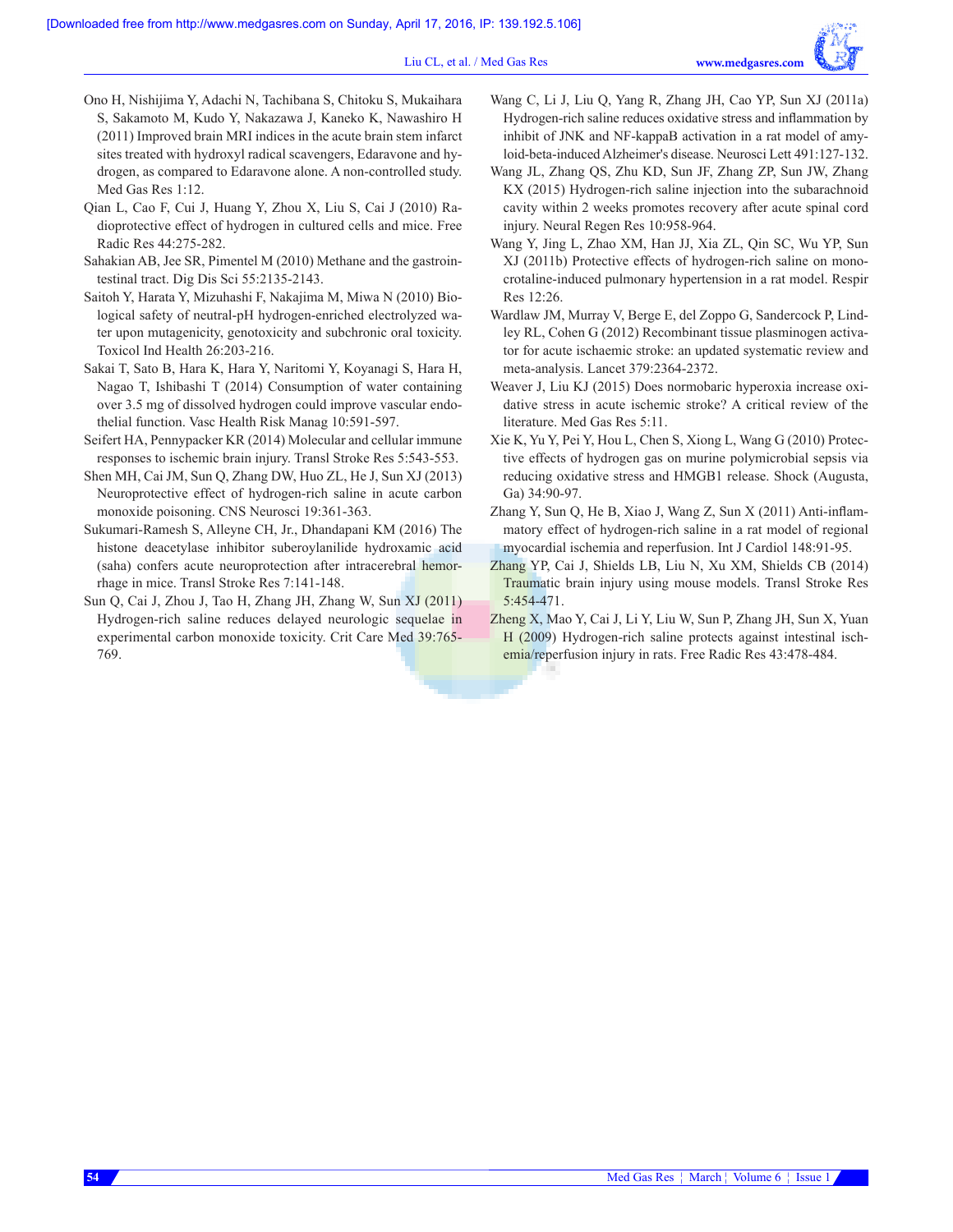Ono H, Nishijima Y, Adachi N, Tachibana S, Chitoku S, Mukaihara S, Sakamoto M, Kudo Y, Nakazawa J, Kaneko K, Nawashiro H (2011) Improved brain MRI indices in the acute brain stem infarct sites treated with hydroxyl radical scavengers, Edaravone and hydrogen, as compared to Edaravone alone. A non-controlled study. Med Gas Res 1:12.

Qian L, Cao F, Cui J, Huang Y, Zhou X, Liu S, Cai J (2010) Radioprotective effect of hydrogen in cultured cells and mice. Free Radic Res 44:275-282.

Sahakian AB, Jee SR, Pimentel M (2010) Methane and the gastrointestinal tract. Dig Dis Sci 55:2135-2143.

Saitoh Y, Harata Y, Mizuhashi F, Nakajima M, Miwa N (2010) Biological safety of neutral-pH hydrogen-enriched electrolyzed water upon mutagenicity, genotoxicity and subchronic oral toxicity. Toxicol Ind Health 26:203-216.

Sakai T, Sato B, Hara K, Hara Y, Naritomi Y, Koyanagi S, Hara H, Nagao T, Ishibashi T (2014) Consumption of water containing over 3.5 mg of dissolved hydrogen could improve vascular endothelial function. Vasc Health Risk Manag 10:591-597.

Seifert HA, Pennypacker KR (2014) Molecular and cellular immune responses to ischemic brain injury. Transl Stroke Res 5:543-553.

Shen MH, Cai JM, Sun Q, Zhang DW, Huo ZL, He J, Sun XJ (2013) Neuroprotective effect of hydrogen-rich saline in acute carbon monoxide poisoning. CNS Neurosci 19:361-363.

Sukumari-Ramesh S, Alleyne CH, Jr., Dhandapani KM (2016) The histone deacetylase inhibitor suberoylanilide hydroxamic acid (saha) confers acute neuroprotection after intracerebral hemorrhage in mice. Transl Stroke Res 7:141-148.

Sun Q, Cai J, Zhou J, Tao H, Zhang JH, Zhang W, Sun XJ (2011) Hydrogen-rich saline reduces delayed neurologic sequelae in experimental carbon monoxide toxicity. Crit Care Med 39:765-769.

Wang C, Li J, Liu Q, Yang R, Zhang JH, Cao YP, Sun XJ (2011a) Hydrogen-rich saline reduces oxidative stress and inflammation by inhibit of JNK and NF-kappaB activation in a rat model of amyloid-beta-induced Alzheimer's disease. Neurosci Lett 491:127-132.

Wang JL, Zhang QS, Zhu KD, Sun JF, Zhang ZP, Sun JW, Zhang KX (2015) Hydrogen-rich saline injection into the subarachnoid cavity within 2 weeks promotes recovery after acute spinal cord injury. Neural Regen Res 10:958-964.

Wang Y, Jing L, Zhao XM, Han JJ, Xia ZL, Qin SC, Wu YP, Sun XJ (2011b) Protective effects of hydrogen-rich saline on monocrotaline-induced pulmonary hypertension in a rat model. Respir Res 12:26.

Wardlaw JM, Murray V, Berge E, del Zoppo G, Sandercock P, Lindley RL, Cohen G (2012) Recombinant tissue plasminogen activator for acute ischaemic stroke: an updated systematic review and meta-analysis. Lancet 379:2364-2372.

Weaver J, Liu KJ (2015) Does normobaric hyperoxia increase oxidative stress in acute ischemic stroke? A critical review of the literature. Med Gas Res 5:11.

Xie K, Yu Y, Pei Y, Hou L, Chen S, Xiong L, Wang G (2010) Protective effects of hydrogen gas on murine polymicrobial sepsis via reducing oxidative stress and HMGB1 release. Shock (Augusta, Ga) 34:90-97.

Zhang Y, Sun Q, He B, Xiao J, Wang Z, Sun X (2011) Anti-inflammatory effect of hydrogen-rich saline in a rat model of regional myocardial ischemia and reperfusion. Int J Cardiol 148:91-95.

Zhang YP, Cai J, Shields LB, Liu N, Xu XM, Shields CB (2014) Traumatic brain injury using mouse models. Transl Stroke Res 5:454-471.

Zheng X, Mao Y, Cai J, Li Y, Liu W, Sun P, Zhang JH, Sun X, Yuan H (2009) Hydrogen-rich saline protects against intestinal ischemia/reperfusion injury in rats. Free Radic Res 43:478-484.